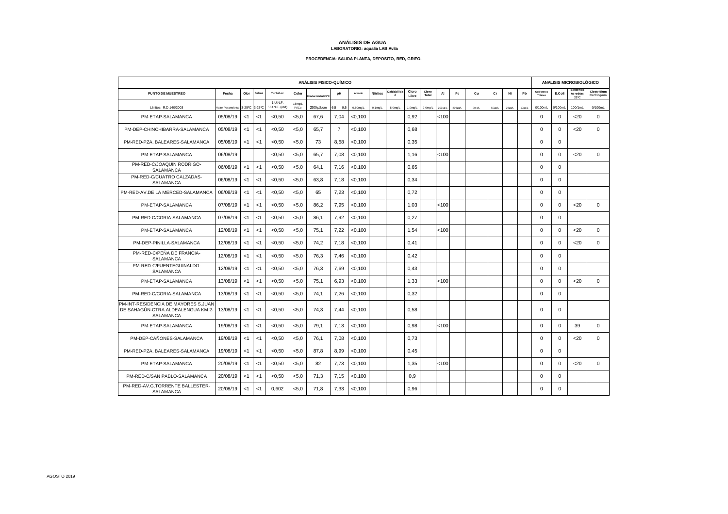# ANÁLISIS DE AGUA

**LABORATORIO: aqualia LAB Avila**

**PROCEDENCIA: SALIDA PLANTA, DEPOSITO, RED, GRIFO.**

| ANÁLISIS FISICO-QUÍMICO | | | | | | | | | | | | | | | | | | | | | ANALISIS MICROBIOLÓGICO | | | |
|---|---|---|---|---|---|---|---|---|---|---|---|---|---|---|---|---|---|---|---|---|---|---|---|---|
| PUNTO DE MUESTREO | Fecha | Olor | Sabor | Turbidez | Color | Conductividad 25ºC | pH | Amonio | Nitritos | Oxidabilidad | Cloro Libre | Cloro Total | Al | Fe | Cu | Cr | Ni | Pb | Coliformes Totales | E.Coli | Bacterias Aerobias 22ºC | Clostridium Perfringens |
| Límites R.D 140/2003 | Valor Paramétrico | 3-25ºC | 3-25ºC | 1 U.N.F. 5 U.N.F. (red) | 15mg/L Pt/Co | 2500 µS/cm | 6,5 9,5 | 0,50mg/L | 0,1mg/L | 5,0mg/L | 1,0mg/L | 2,0mg/L | 200µg/L | 200µg/L | 2mg/L | 50µg/L | 20µg/L | 10µg/L | 0/100mL | 0/100mL | 100/1mL | 0/100mL |
| PM-ETAP-SALAMANCA | 05/08/19 | <1 | <1 | <0,50 | <5,0 | 67,6 | 7,04 | <0,100 | | | 0,92 | | <100 | | | | | | 0 | 0 | <20 | 0 |
| PM-DEP-CHINCHIBARRA-SALAMANCA | 05/08/19 | <1 | <1 | <0,50 | <5,0 | 65,7 | 7 | <0,100 | | | 0,68 | | | | | | | | 0 | 0 | <20 | 0 |
| PM-RED-PZA. BALEARES-SALAMANCA | 05/08/19 | <1 | <1 | <0,50 | <5,0 | 73 | 8,58 | <0,100 | | | 0,35 | | | | | | | | 0 | 0 | | |
| PM-ETAP-SALAMANCA | 06/08/19 | | | <0,50 | <5,0 | 65,7 | 7,08 | <0,100 | | | 1,16 | | <100 | | | | | | 0 | 0 | <20 | 0 |
| PM-RED-C/JOAQUIN RODRIGO-SALAMANCA | 06/08/19 | <1 | <1 | <0,50 | <5,0 | 64,1 | 7,16 | <0,100 | | | 0,65 | | | | | | | | 0 | 0 | | |
| PM-RED-C/CUATRO CALZADAS-SALAMANCA | 06/08/19 | <1 | <1 | <0,50 | <5,0 | 63,8 | 7,18 | <0,100 | | | 0,34 | | | | | | | | 0 | 0 | | |
| PM-RED-AV.DE LA MERCED-SALAMANCA | 06/08/19 | <1 | <1 | <0,50 | <5,0 | 65 | 7,23 | <0,100 | | | 0,72 | | | | | | | | 0 | 0 | | |
| PM-ETAP-SALAMANCA | 07/08/19 | <1 | <1 | <0,50 | <5,0 | 86,2 | 7,95 | <0,100 | | | 1,03 | | <100 | | | | | | 0 | 0 | <20 | 0 |
| PM-RED-C/CORIA-SALAMANCA | 07/08/19 | <1 | <1 | <0,50 | <5,0 | 86,1 | 7,92 | <0,100 | | | 0,27 | | | | | | | | 0 | 0 | | |
| PM-ETAP-SALAMANCA | 12/08/19 | <1 | <1 | <0,50 | <5,0 | 75,1 | 7,22 | <0,100 | | | 1,54 | | <100 | | | | | | 0 | 0 | <20 | 0 |
| PM-DEP-PINILLA-SALAMANCA | 12/08/19 | <1 | <1 | <0,50 | <5,0 | 74,2 | 7,18 | <0,100 | | | 0,41 | | | | | | | | 0 | 0 | <20 | 0 |
| PM-RED-C/PEÑA DE FRANCIA-SALAMANCA | 12/08/19 | <1 | <1 | <0,50 | <5,0 | 76,3 | 7,46 | <0,100 | | | 0,42 | | | | | | | | 0 | 0 | | |
| PM-RED-C/FUENTEGUINALDO-SALAMANCA | 12/08/19 | <1 | <1 | <0,50 | <5,0 | 76,3 | 7,69 | <0,100 | | | 0,43 | | | | | | | | 0 | 0 | | |
| PM-ETAP-SALAMANCA | 13/08/19 | <1 | <1 | <0,50 | <5,0 | 75,1 | 6,93 | <0,100 | | | 1,33 | | <100 | | | | | | 0 | 0 | <20 | 0 |
| PM-RED-C/CORIA-SALAMANCA | 13/08/19 | <1 | <1 | <0,50 | <5,0 | 74,1 | 7,26 | <0,100 | | | 0,32 | | | | | | | | 0 | 0 | | |
| PM-INT-RESIDENCIA DE MAYORES S.JUAN DE SAHAGÚN-CTRA.ALDEALENGUA KM.2-SALAMANCA | 13/08/19 | <1 | <1 | <0,50 | <5,0 | 74,3 | 7,44 | <0,100 | | | 0,58 | | | | | | | | 0 | 0 | | |
| PM-ETAP-SALAMANCA | 19/08/19 | <1 | <1 | <0,50 | <5,0 | 79,1 | 7,13 | <0,100 | | | 0,98 | | <100 | | | | | | 0 | 0 | 39 | 0 |
| PM-DEP-CAÑONES-SALAMANCA | 19/08/19 | <1 | <1 | <0,50 | <5,0 | 76,1 | 7,08 | <0,100 | | | 0,73 | | | | | | | | 0 | 0 | <20 | 0 |
| PM-RED-PZA. BALEARES-SALAMANCA | 19/08/19 | <1 | <1 | <0,50 | <5,0 | 87,8 | 8,99 | <0,100 | | | 0,45 | | | | | | | | 0 | 0 | | |
| PM-ETAP-SALAMANCA | 20/08/19 | <1 | <1 | <0,50 | <5,0 | 82 | 7,73 | <0,100 | | | 1,35 | | <100 | | | | | | 0 | 0 | <20 | 0 |
| PM-RED-C/SAN PABLO-SALAMANCA | 20/08/19 | <1 | <1 | <0,50 | <5,0 | 71,3 | 7,15 | <0,100 | | | 0,9 | | | | | | | | 0 | 0 | | |
| PM-RED-AV.G.TORRENTE BALLESTER-SALAMANCA | 20/08/19 | <1 | <1 | 0,602 | <5,0 | 71,8 | 7,33 | <0,100 | | | 0,96 | | | | | | | | 0 | 0 | | |

AGOSTO 2019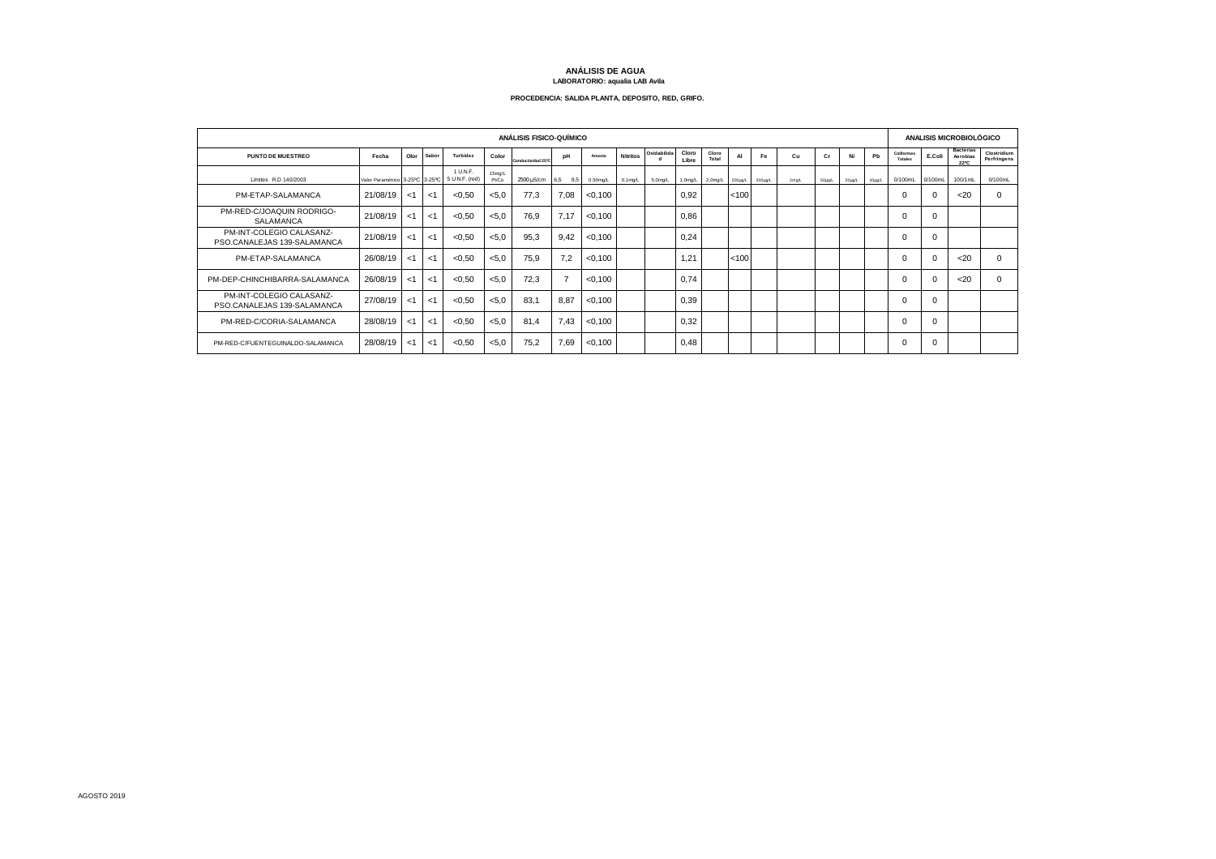**ANÁLISIS DE AGUA**
**LABORATORIO: aqualia LAB Avila**

**PROCEDENCIA: SALIDA PLANTA, DEPOSITO, RED, GRIFO.**

| ANÁLISIS FISICO-QUÍMICO | | | | | | | | | | | | | | | | | | | | | ANALISIS MICROBIOLÓGICO | | | |
|---|---|---|---|---|---|---|---|---|---|---|---|---|---|---|---|---|---|---|---|---|---|---|---|---|
| PUNTO DE MUESTREO | Fecha | Olor | Sabor | Turbidez | Color | Conductividad 25ºC | pH | Amonio | Nitritos | Oxidabilidad | Cloro Libre | Cloro Total | Al | Fe | Cu | Cr | Ni | Pb | Coliformes Totales | E.Coli | Bacterias Aerobias 22ºC | Clostridium Perfringens |
| Límites R.D 140/2003 | Valor Paramétrico | 3-25ºC | 3-25ºC | 1 U.N.F. 5 U.N.F. (red) | 15mg/L Pt/Co | 2500 µS/cm | 6,5 9,5 | 0,50mg/L | 0,1mg/L | 5,0mg/L | 1,0mg/L | 2,0mg/L | 200µg/L | 200µg/L | 2mg/L | 50µg/L | 20µg/L | 10µg/L | 0/100mL | 0/100mL | 100/1mL | 0/100mL |
| PM-ETAP-SALAMANCA | 21/08/19 | <1 | <1 | <0,50 | <5,0 | 77,3 | 7,08 | <0,100 | | | 0,92 | | <100 | | | | | | 0 | 0 | <20 | 0 |
| PM-RED-C/JOAQUIN RODRIGO-SALAMANCA | 21/08/19 | <1 | <1 | <0,50 | <5,0 | 76,9 | 7,17 | <0,100 | | | 0,86 | | | | | | | | 0 | 0 | | |
| PM-INT-COLEGIO CALASANZ-PSO.CANALEJAS 139-SALAMANCA | 21/08/19 | <1 | <1 | <0,50 | <5,0 | 95,3 | 9,42 | <0,100 | | | 0,24 | | | | | | | | 0 | 0 | | |
| PM-ETAP-SALAMANCA | 26/08/19 | <1 | <1 | <0,50 | <5,0 | 75,9 | 7,2 | <0,100 | | | 1,21 | | <100 | | | | | | 0 | 0 | <20 | 0 |
| PM-DEP-CHINCHIBARRA-SALAMANCA | 26/08/19 | <1 | <1 | <0,50 | <5,0 | 72,3 | 7 | <0,100 | | | 0,74 | | | | | | | | 0 | 0 | <20 | 0 |
| PM-INT-COLEGIO CALASANZ-PSO.CANALEJAS 139-SALAMANCA | 27/08/19 | <1 | <1 | <0,50 | <5,0 | 83,1 | 8,87 | <0,100 | | | 0,39 | | | | | | | | 0 | 0 | | |
| PM-RED-C/CORIA-SALAMANCA | 28/08/19 | <1 | <1 | <0,50 | <5,0 | 81,4 | 7,43 | <0,100 | | | 0,32 | | | | | | | | 0 | 0 | | |
| PM-RED-C/FUENTEGUINALDO-SALAMANCA | 28/08/19 | <1 | <1 | <0,50 | <5,0 | 75,2 | 7,69 | <0,100 | | | 0,48 | | | | | | | | 0 | 0 | | |

AGOSTO 2019